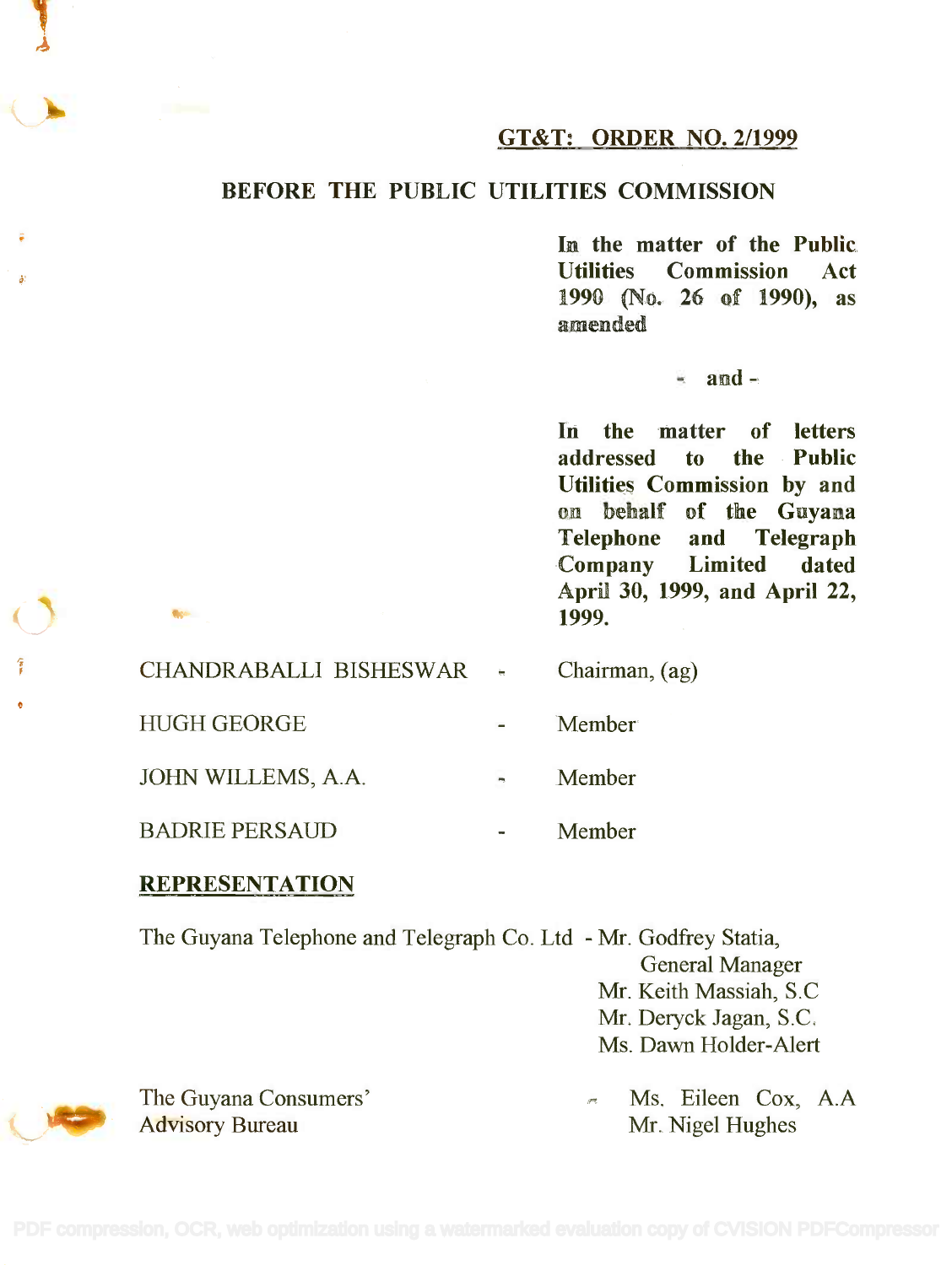**GT&T: ORDER NO. 2/1999**

**BEFORE THE PUBLIC UTILITIES COMMISSION**

**In the matter of the Public Utilities Commission Act 1990 (No. 26 of 1990), as amended**

**- and -**

**In the matter of letters addressed to the Public Utilities Commission by and on behalf of the Guyana Telephone and Telegraph Company Limited dated April 30, 1999, and April 22, 1999.**

| | | |
|---|---|---|
| CHANDRABALLI BISHESWAR | - | Chairman, (ag) |
| HUGH GEORGE | - | Member |
| JOHN WILLEMS, A.A. | - | Member |
| BADRIE PERSAUD | - | Member |

**REPRESENTATION**

The Guyana Telephone and Telegraph Co. Ltd - Mr. Godfrey Statia, General Manager
Mr. Keith Massiah, S.C
Mr. Deryck Jagan, S.C.
Ms. Dawn Holder-Alert

The Guyana Consumers' Advisory Bureau - Ms. Eileen Cox, A.A
Mr. Nigel Hughes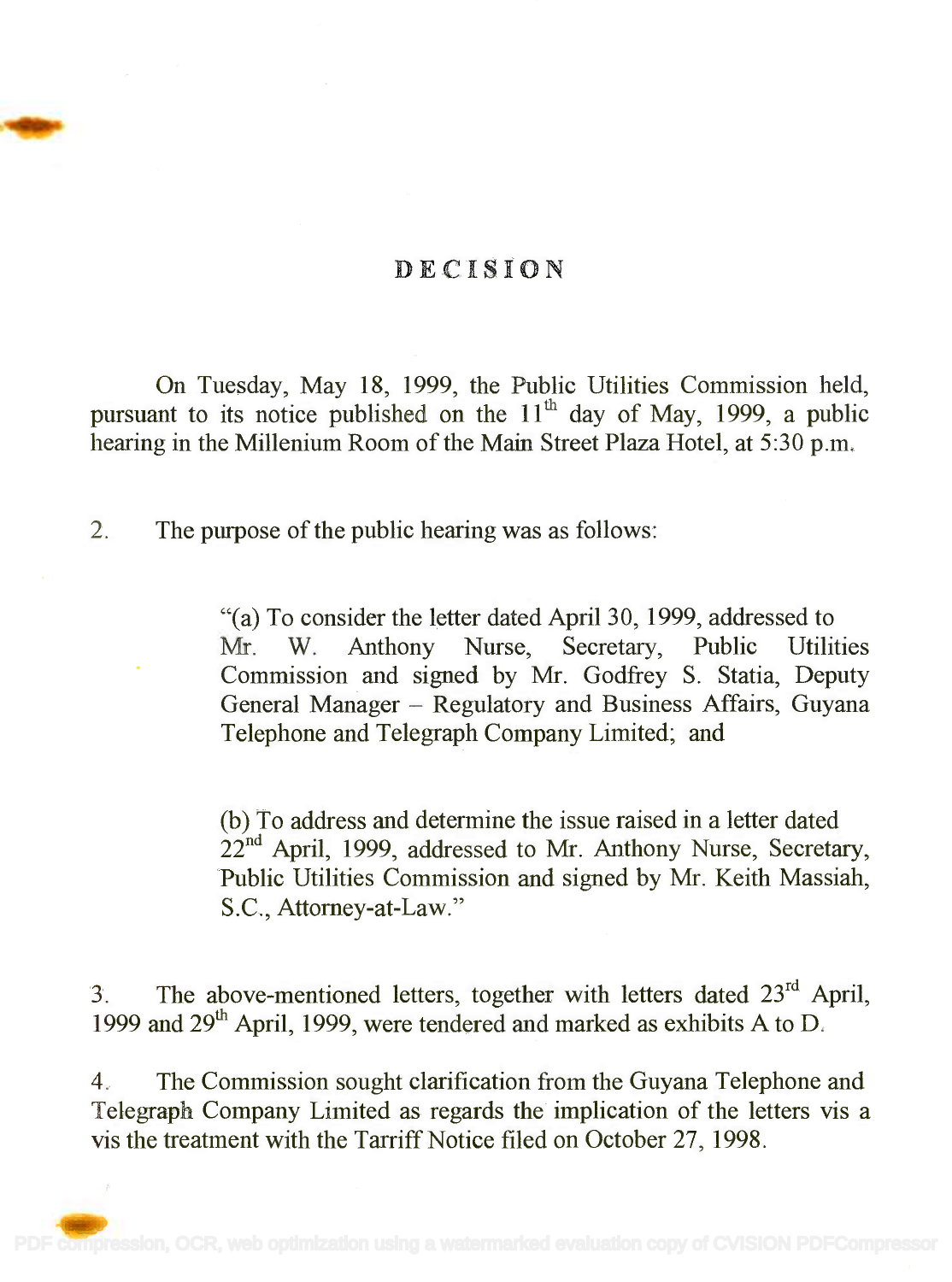# DECISION

On Tuesday, May 18, 1999, the Public Utilities Commission held, pursuant to its notice published on the 11th day of May, 1999, a public hearing in the Millenium Room of the Main Street Plaza Hotel, at 5:30 p.m.

2. The purpose of the public hearing was as follows:

> "(a) To consider the letter dated April 30, 1999, addressed to Mr. W. Anthony Nurse, Secretary, Public Utilities Commission and signed by Mr. Godfrey S. Statia, Deputy General Manager – Regulatory and Business Affairs, Guyana Telephone and Telegraph Company Limited; and
>
> (b) To address and determine the issue raised in a letter dated 22nd April, 1999, addressed to Mr. Anthony Nurse, Secretary, Public Utilities Commission and signed by Mr. Keith Massiah, S.C., Attorney-at-Law."

3. The above-mentioned letters, together with letters dated 23rd April, 1999 and 29th April, 1999, were tendered and marked as exhibits A to D.

4. The Commission sought clarification from the Guyana Telephone and Telegraph Company Limited as regards the implication of the letters vis a vis the treatment with the Tarriff Notice filed on October 27, 1998.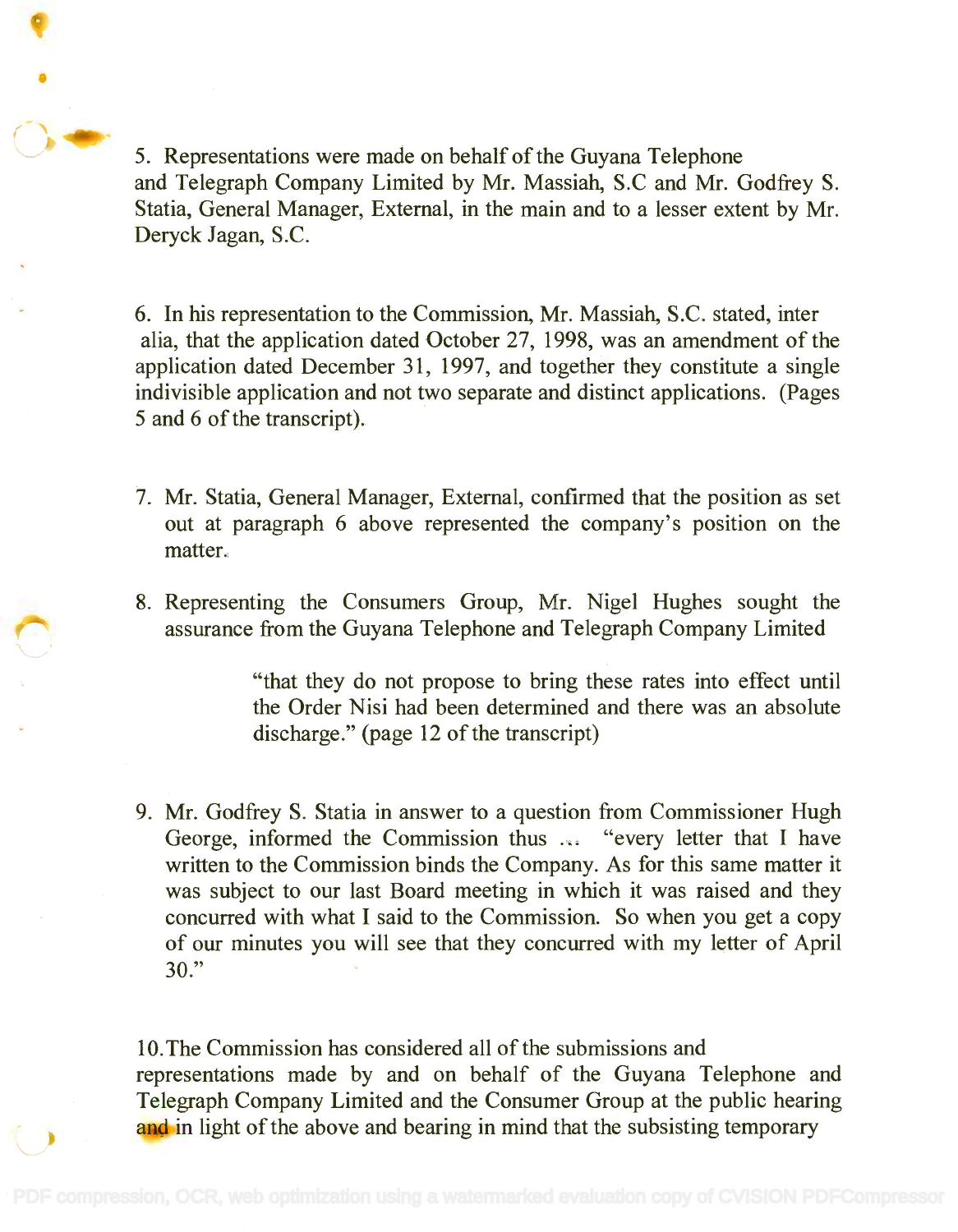5. Representations were made on behalf of the Guyana Telephone and Telegraph Company Limited by Mr. Massiah, S.C and Mr. Godfrey S. Statia, General Manager, External, in the main and to a lesser extent by Mr. Deryck Jagan, S.C.

6. In his representation to the Commission, Mr. Massiah, S.C. stated, inter alia, that the application dated October 27, 1998, was an amendment of the application dated December 31, 1997, and together they constitute a single indivisible application and not two separate and distinct applications. (Pages 5 and 6 of the transcript).

7. Mr. Statia, General Manager, External, confirmed that the position as set out at paragraph 6 above represented the company's position on the matter.

8. Representing the Consumers Group, Mr. Nigel Hughes sought the assurance from the Guyana Telephone and Telegraph Company Limited

> "that they do not propose to bring these rates into effect until the Order Nisi had been determined and there was an absolute discharge." (page 12 of the transcript)

9. Mr. Godfrey S. Statia in answer to a question from Commissioner Hugh George, informed the Commission thus ... "every letter that I have written to the Commission binds the Company. As for this same matter it was subject to our last Board meeting in which it was raised and they concurred with what I said to the Commission. So when you get a copy of our minutes you will see that they concurred with my letter of April 30."

10. The Commission has considered all of the submissions and representations made by and on behalf of the Guyana Telephone and Telegraph Company Limited and the Consumer Group at the public hearing and in light of the above and bearing in mind that the subsisting temporary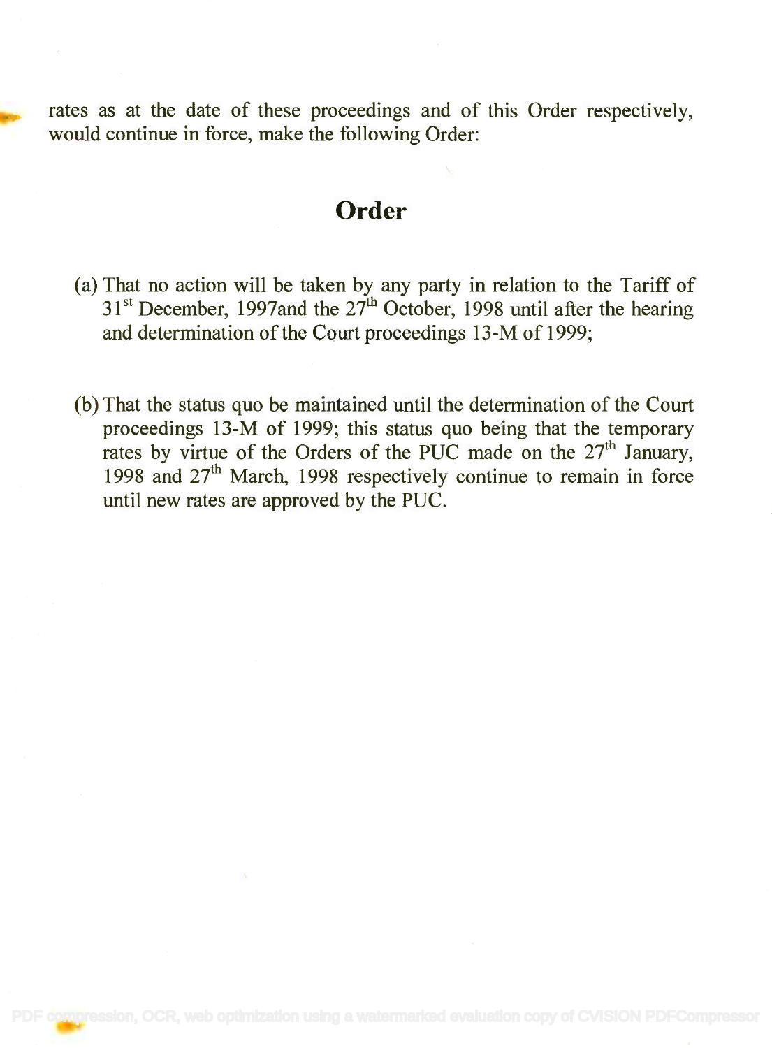rates as at the date of these proceedings and of this Order respectively, would continue in force, make the following Order:

## Order

(a) That no action will be taken by any party in relation to the Tariff of 31st December, 1997and the 27th October, 1998 until after the hearing and determination of the Court proceedings 13-M of 1999;

(b) That the status quo be maintained until the determination of the Court proceedings 13-M of 1999; this status quo being that the temporary rates by virtue of the Orders of the PUC made on the 27th January, 1998 and 27th March, 1998 respectively continue to remain in force until new rates are approved by the PUC.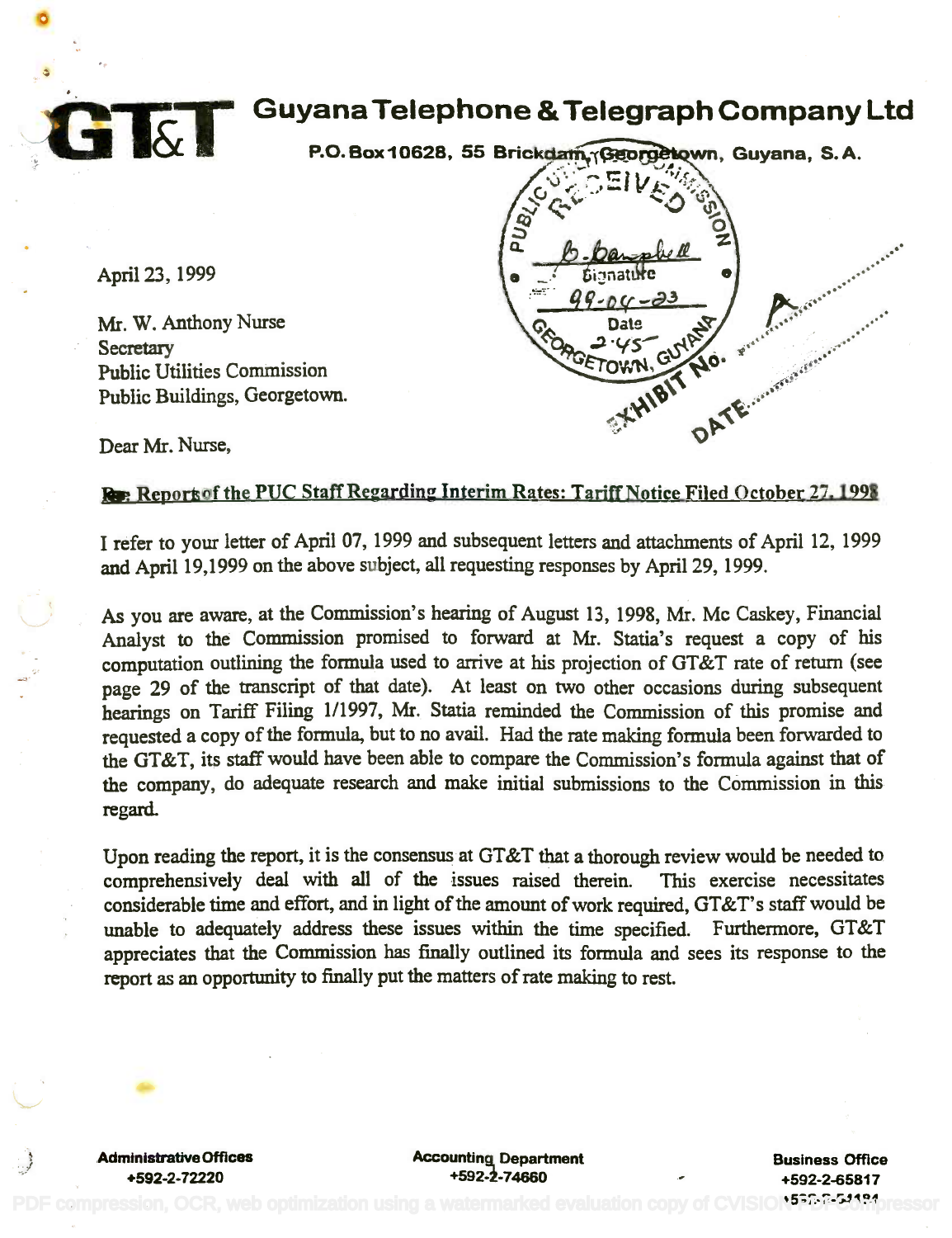# Guyana Telephone & Telegraph Company Ltd

**P.O. Box 10628, 55 Brickdam, Georgetown, Guyana, S.A.**

April 23, 1999

Mr. W. Anthony Nurse
Secretary
Public Utilities Commission
Public Buildings, Georgetown.

Dear Mr. Nurse,

**Re: Report of the PUC Staff Regarding Interim Rates: Tariff Notice Filed October 27, 1998**

I refer to your letter of April 07, 1999 and subsequent letters and attachments of April 12, 1999 and April 19,1999 on the above subject, all requesting responses by April 29, 1999.

As you are aware, at the Commission's hearing of August 13, 1998, Mr. Mc Caskey, Financial Analyst to the Commission promised to forward at Mr. Statia's request a copy of his computation outlining the formula used to arrive at his projection of GT&T rate of return (see page 29 of the transcript of that date). At least on two other occasions during subsequent hearings on Tariff Filing 1/1997, Mr. Statia reminded the Commission of this promise and requested a copy of the formula, but to no avail. Had the rate making formula been forwarded to the GT&T, its staff would have been able to compare the Commission's formula against that of the company, do adequate research and make initial submissions to the Commission in this regard.

Upon reading the report, it is the consensus at GT&T that a thorough review would be needed to comprehensively deal with all of the issues raised therein. This exercise necessitates considerable time and effort, and in light of the amount of work required, GT&T's staff would be unable to adequately address these issues within the time specified. Furthermore, GT&T appreciates that the Commission has finally outlined its formula and sees its response to the report as an opportunity to finally put the matters of rate making to rest.

**Administrative Offices** +592-2-72220 **Accounting Department** +592-2-74660 **Business Office** +592-2-65817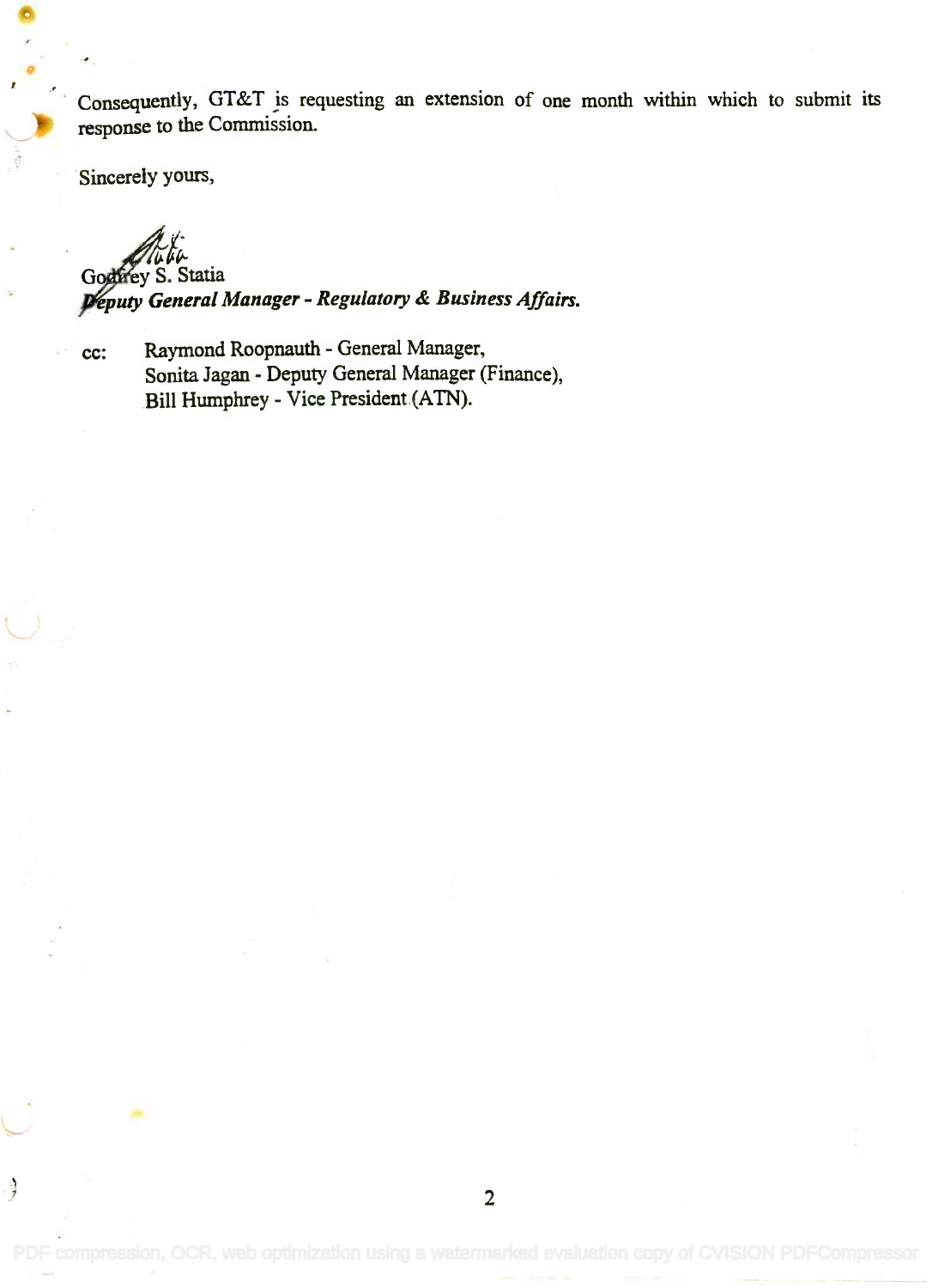Consequently, GT&T is requesting an extension of one month within which to submit its response to the Commission.

Sincerely yours,

Godfrey S. Statia
***Deputy General Manager - Regulatory & Business Affairs.***

cc: Raymond Roopnauth - General Manager,
Sonita Jagan - Deputy General Manager (Finance),
Bill Humphrey - Vice President (ATN).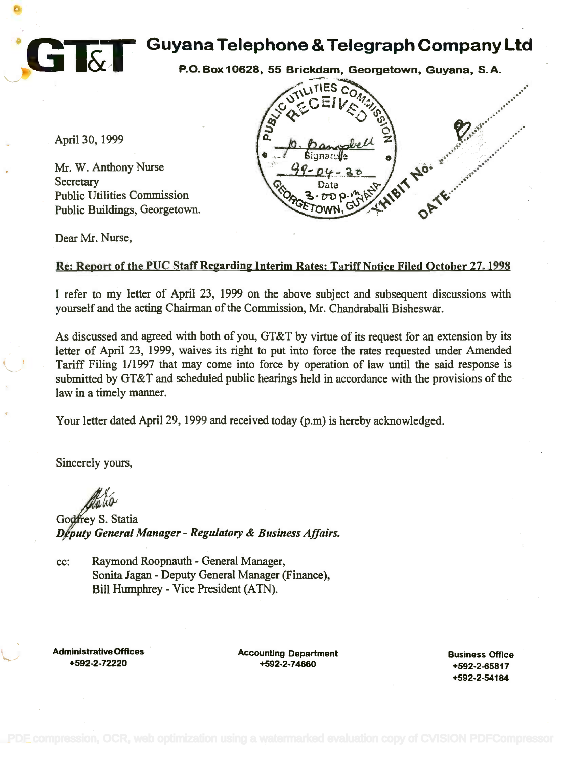# GT&T Guyana Telephone & Telegraph Company Ltd

**P.O. Box 10628, 55 Brickdam, Georgetown, Guyana, S.A.**

PUBLIC UTILITIES COMMISSION
RECEIVED
Signature
99-04-30
Date
3.00 p.m.
GEORGETOWN, GUYANA

EXHIBIT No. B
DATE

April 30, 1999

Mr. W. Anthony Nurse
Secretary
Public Utilities Commission
Public Buildings, Georgetown.

Dear Mr. Nurse,

<u>Re: Report of the PUC Staff Regarding Interim Rates: Tariff Notice Filed October 27, 1998</u>

I refer to my letter of April 23, 1999 on the above subject and subsequent discussions with yourself and the acting Chairman of the Commission, Mr. Chandraballi Bisheswar.

As discussed and agreed with both of you, GT&T by virtue of its request for an extension by its letter of April 23, 1999, waives its right to put into force the rates requested under Amended Tariff Filing 1/1997 that may come into force by operation of law until the said response is submitted by GT&T and scheduled public hearings held in accordance with the provisions of the law in a timely manner.

Your letter dated April 29, 1999 and received today (p.m) is hereby acknowledged.

Sincerely yours,

Godfrey S. Statia
***Deputy General Manager - Regulatory & Business Affairs.***

cc: Raymond Roopnauth - General Manager,
Sonita Jagan - Deputy General Manager (Finance),
Bill Humphrey - Vice President (ATN).

**Administrative Offices** +592-2-72220 | **Accounting Department** +592-2-74660 | **Business Office** +592-2-65817 +592-2-54184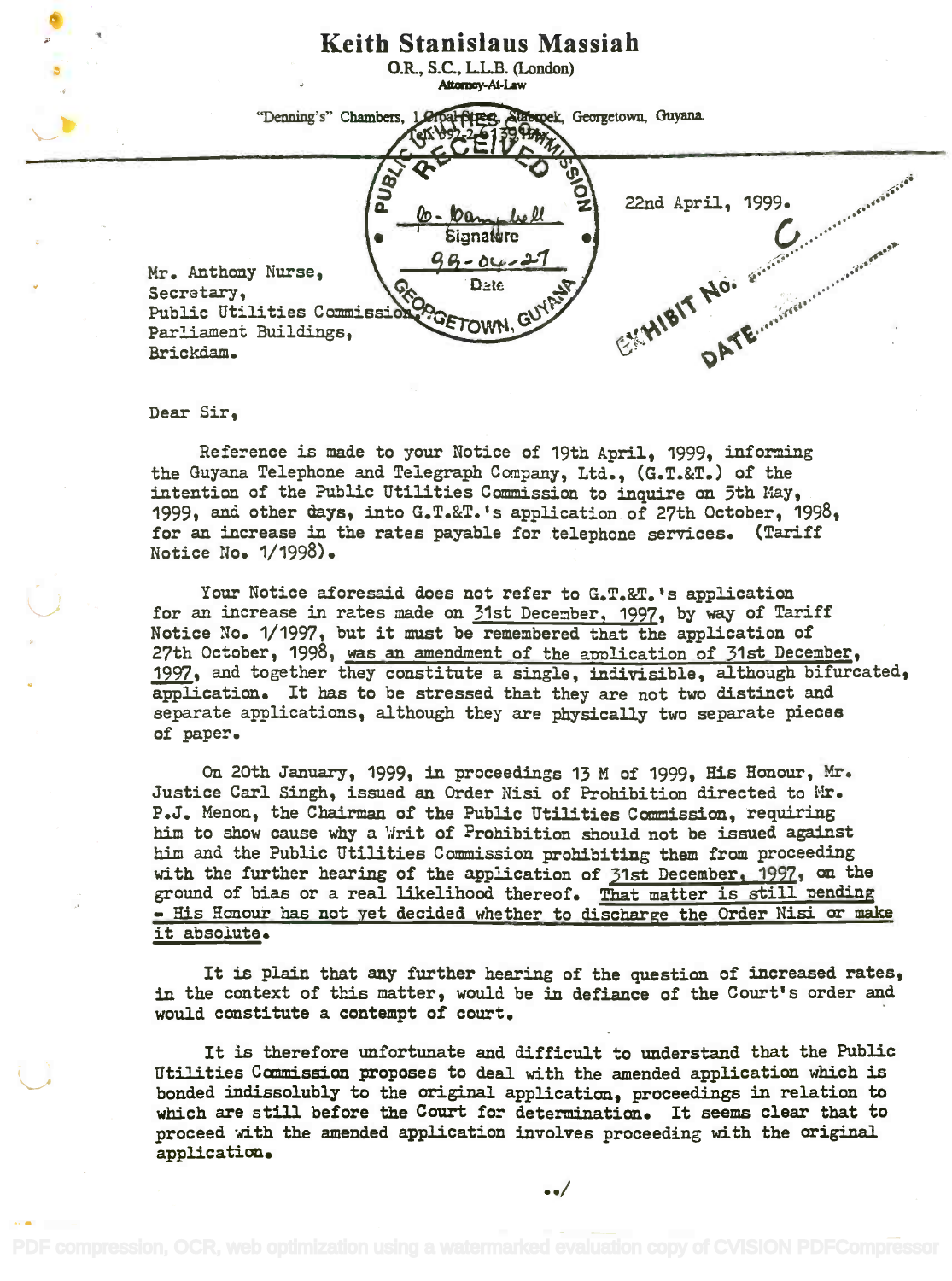# Keith Stanislaus Massiah

O.R., S.C., L.L.B. (London)
Attorney-At-Law

"Denning's" Chambers, 1 Croal Street, Stabroek, Georgetown, Guyana.
Tel. 592-2-61139/40/41

RECEIVED
PUBLIC UTILITIES COMMISSION
Signature
99-04-27
Date
GEORGETOWN, GUYANA

22nd April, 1999.

EXHIBIT No. C
DATE

Mr. Anthony Nurse,
Secretary,
Public Utilities Commission,
Parliament Buildings,
Brickdam.

Dear Sir,

Reference is made to your Notice of 19th April, 1999, informing the Guyana Telephone and Telegraph Company, Ltd., (G.T.&T.) of the intention of the Public Utilities Commission to inquire on 5th May, 1999, and other days, into G.T.&T.'s application of 27th October, 1998, for an increase in the rates payable for telephone services. (Tariff Notice No. 1/1998).

Your Notice aforesaid does not refer to G.T.&T.'s application for an increase in rates made on 31st December, 1997, by way of Tariff Notice No. 1/1997, but it must be remembered that the application of 27th October, 1998, was an amendment of the application of 31st December, 1997, and together they constitute a single, indivisible, although bifurcated, application. It has to be stressed that they are not two distinct and separate applications, although they are physically two separate pieces of paper.

On 20th January, 1999, in proceedings 13 M of 1999, His Honour, Mr. Justice Carl Singh, issued an Order Nisi of Prohibition directed to Mr. P.J. Menon, the Chairman of the Public Utilities Commission, requiring him to show cause why a Writ of Prohibition should not be issued against him and the Public Utilities Commission prohibiting them from proceeding with the further hearing of the application of 31st December, 1997, on the ground of bias or a real likelihood thereof. That matter is still pending - His Honour has not yet decided whether to discharge the Order Nisi or make it absolute.

It is plain that any further hearing of the question of increased rates, in the context of this matter, would be in defiance of the Court's order and would constitute a contempt of court.

It is therefore unfortunate and difficult to understand that the Public Utilities Commission proposes to deal with the amended application which is bonded indissolubly to the original application, proceedings in relation to which are still before the Court for determination. It seems clear that to proceed with the amended application involves proceeding with the original application.

../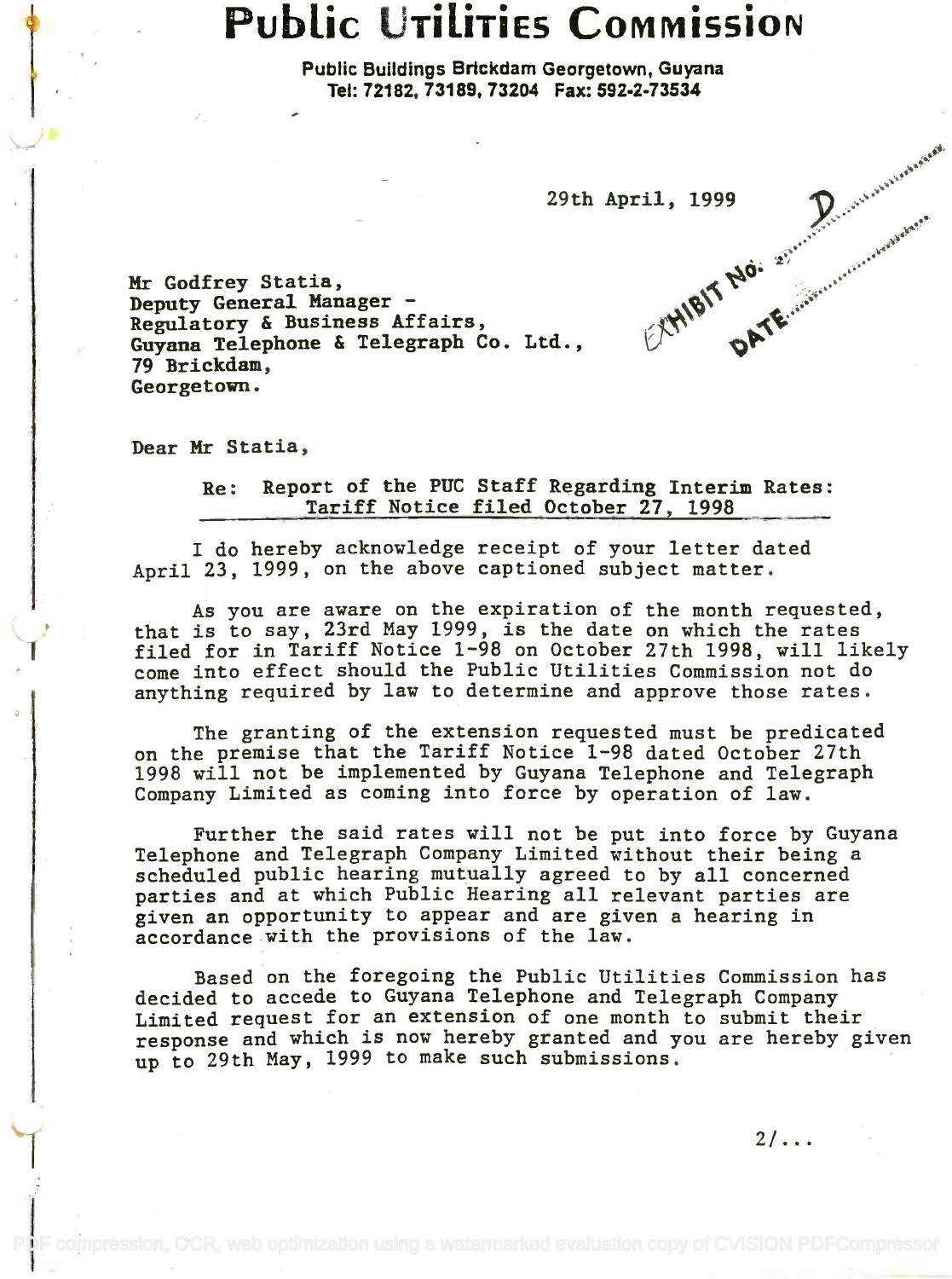# Public Utilities Commission

**Public Buildings Brickdam Georgetown, Guyana**
**Tel: 72182, 73189, 73204 Fax: 592-2-73534**

29th April, 1999

EXHIBIT No. D
DATE

Mr Godfrey Statia,
Deputy General Manager -
Regulatory & Business Affairs,
Guyana Telephone & Telegraph Co. Ltd.,
79 Brickdam,
Georgetown.

Dear Mr Statia,

Re: <u>Report of the PUC Staff Regarding Interim Rates: Tariff Notice filed October 27, 1998</u>

I do hereby acknowledge receipt of your letter dated April 23, 1999, on the above captioned subject matter.

As you are aware on the expiration of the month requested, that is to say, 23rd May 1999, is the date on which the rates filed for in Tariff Notice 1-98 on October 27th 1998, will likely come into effect should the Public Utilities Commission not do anything required by law to determine and approve those rates.

The granting of the extension requested must be predicated on the premise that the Tariff Notice 1-98 dated October 27th 1998 will not be implemented by Guyana Telephone and Telegraph Company Limited as coming into force by operation of law.

Further the said rates will not be put into force by Guyana Telephone and Telegraph Company Limited without their being a scheduled public hearing mutually agreed to by all concerned parties and at which Public Hearing all relevant parties are given an opportunity to appear and are given a hearing in accordance with the provisions of the law.

Based on the foregoing the Public Utilities Commission has decided to accede to Guyana Telephone and Telegraph Company Limited request for an extension of one month to submit their response and which is now hereby granted and you are hereby given up to 29th May, 1999 to make such submissions.

2/...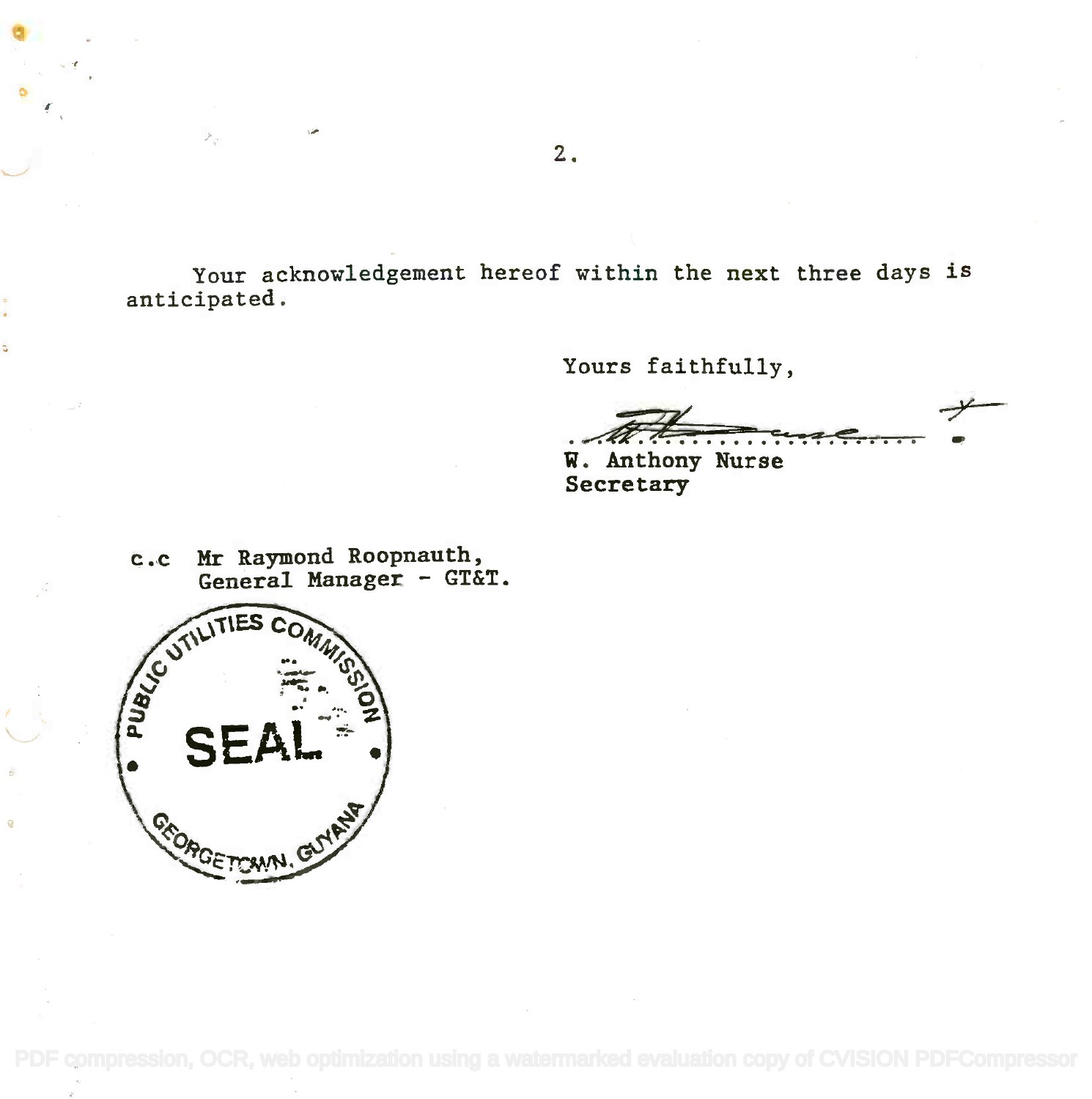Your acknowledgement hereof within the next three days is anticipated.

Yours faithfully,

W. Anthony Nurse
Secretary

c.c Mr Raymond Roopnauth,
General Manager - GT&T.

PUBLIC UTILITIES COMMISSION
SEAL
GEORGETOWN, GUYANA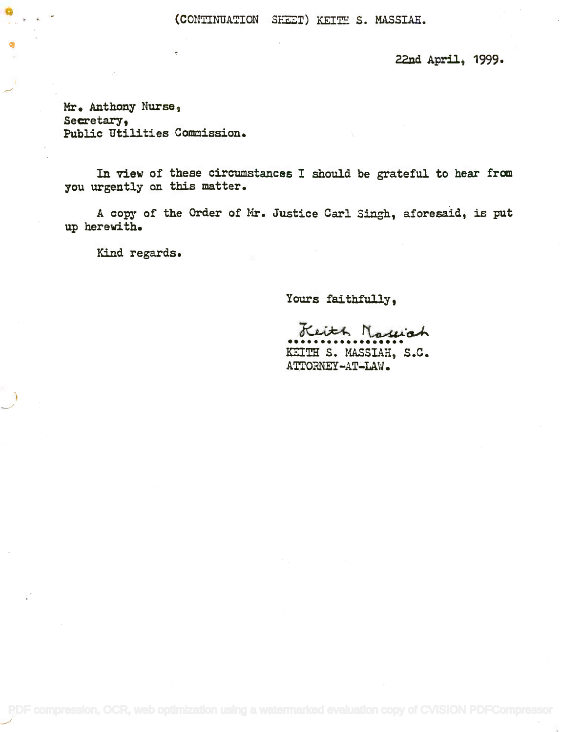(CONTINUATION SHEET) KEITH S. MASSIAH.

22nd April, 1999.

Mr. Anthony Nurse,
Secretary,
Public Utilities Commission.

In view of these circumstances I should be grateful to hear from you urgently on this matter.

A copy of the Order of Mr. Justice Carl Singh, aforesaid, is put up herewith.

Kind regards.

Yours faithfully,

Keith Massiah
.................
KEITH S. MASSIAH, S.C.
ATTORNEY-AT-LAW.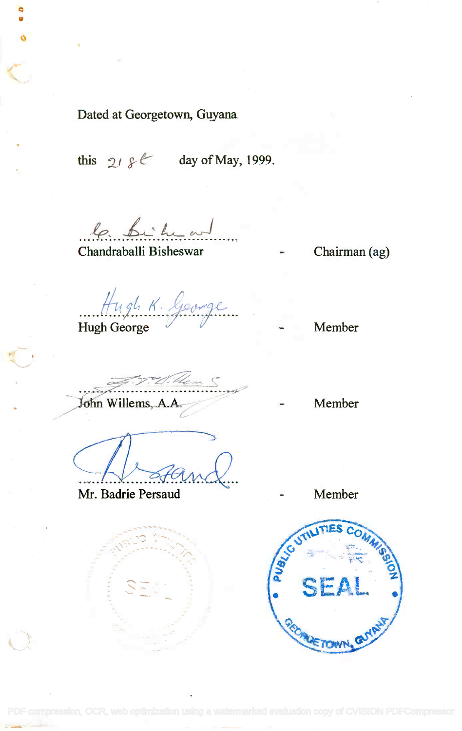Dated at Georgetown, Guyana

this 21st day of May, 1999.

.................................
Chandraballi Bisheswar - Chairman (ag)

.................................
Hugh George - Member

.................................
John Willems, A.A. - Member

.................................
Mr. Badrie Persaud - Member

PUBLIC UTILITIES COMMISSION
SEAL
GEORGETOWN, GUYANA